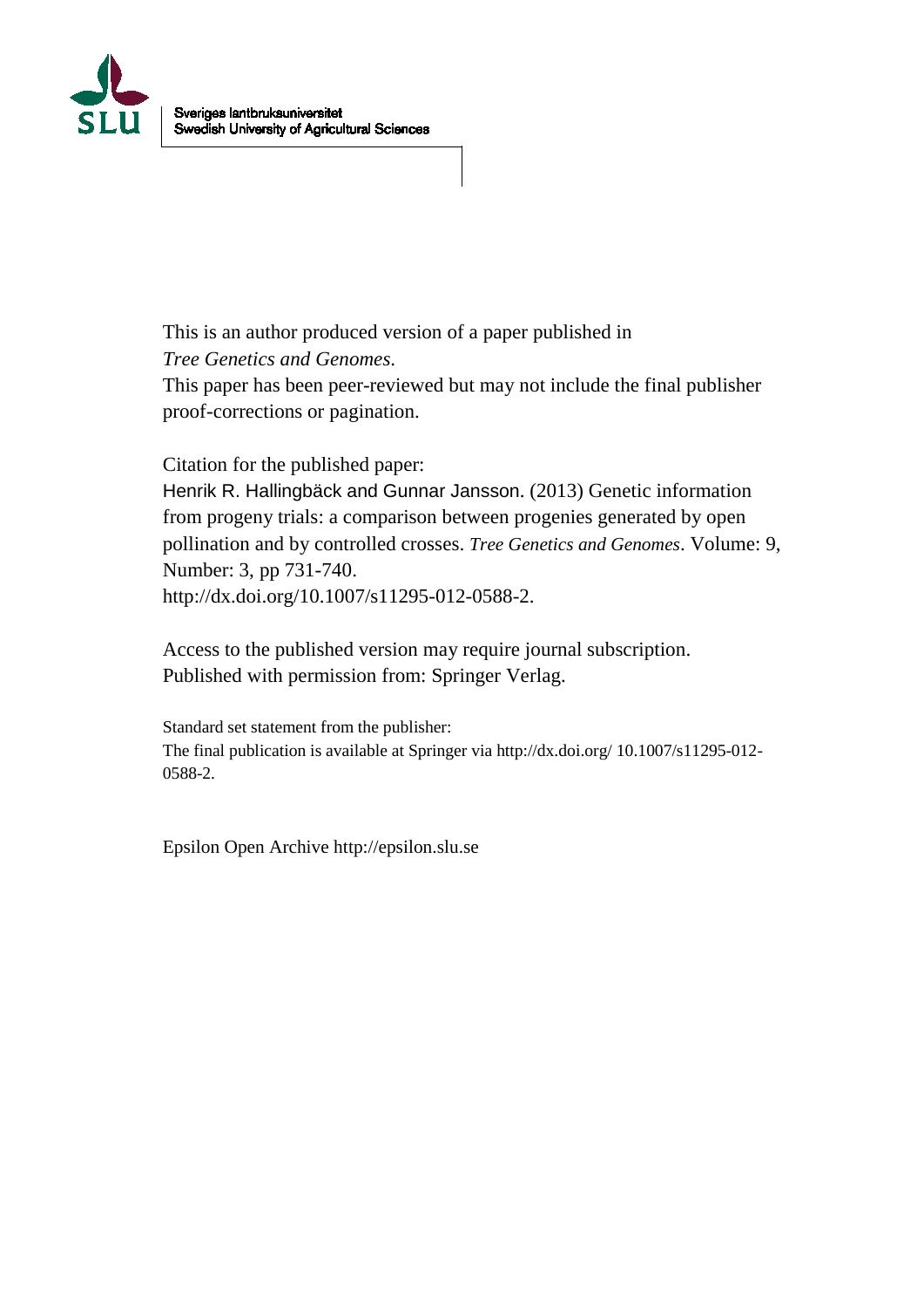Sveriges lantbruksuniversitet
Swedish University of Agricultural Sciences

This is an author produced version of a paper published in
*Tree Genetics and Genomes.*
This paper has been peer-reviewed but may not include the final publisher proof-corrections or pagination.

Citation for the published paper:
Henrik R. Hallingbäck and Gunnar Jansson. (2013) Genetic information from progeny trials: a comparison between progenies generated by open pollination and by controlled crosses. *Tree Genetics and Genomes*. Volume: 9, Number: 3, pp 731-740.
http://dx.doi.org/10.1007/s11295-012-0588-2.

Access to the published version may require journal subscription.
Published with permission from: Springer Verlag.

Standard set statement from the publisher:
The final publication is available at Springer via http://dx.doi.org/ 10.1007/s11295-012-0588-2.

Epsilon Open Archive http://epsilon.slu.se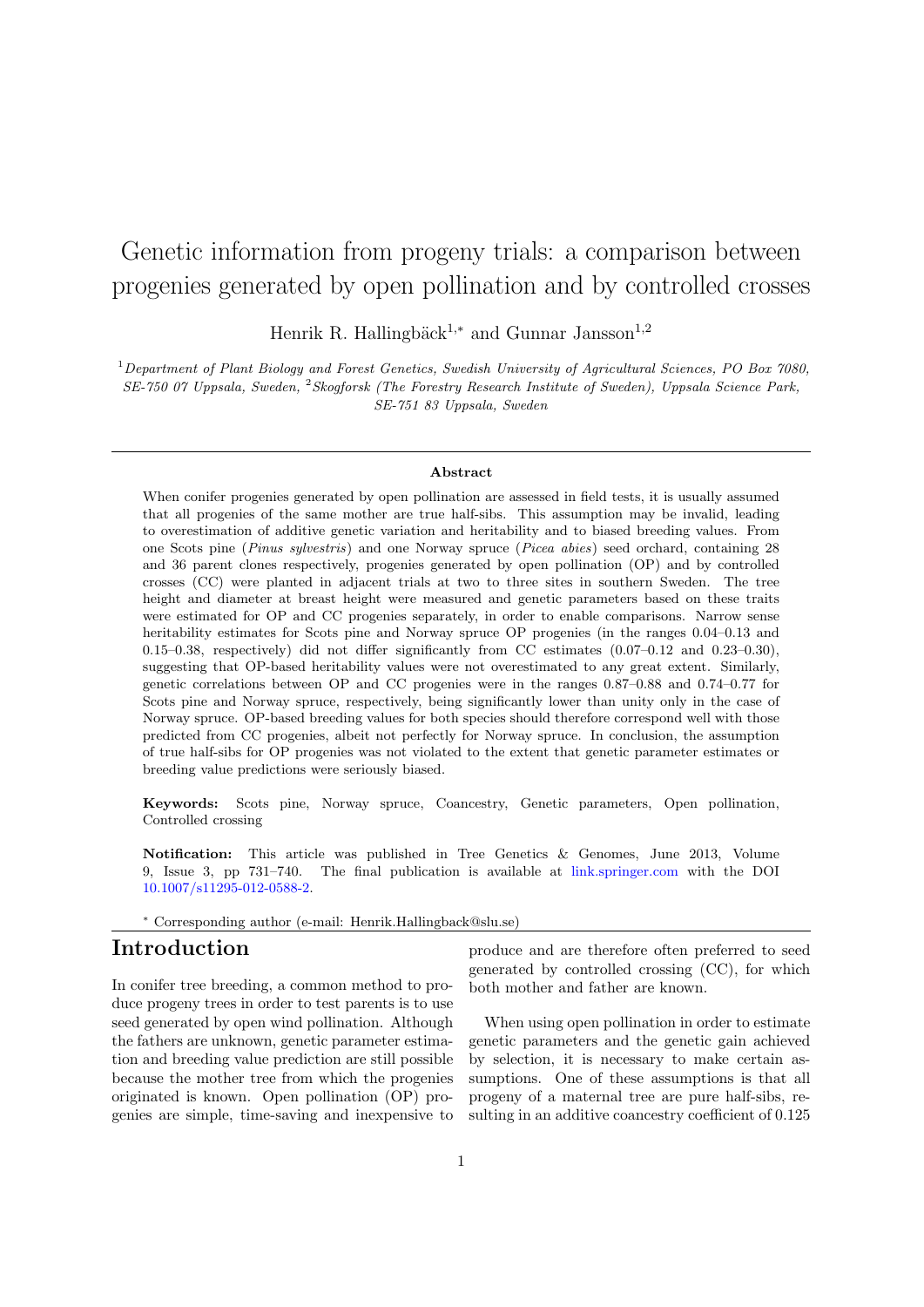# Genetic information from progeny trials: a comparison between progenies generated by open pollination and by controlled crosses

Henrik R. Hallingbäck[1,*] and Gunnar Jansson[1,2]

[1] *Department of Plant Biology and Forest Genetics, Swedish University of Agricultural Sciences, PO Box 7080, SE-750 07 Uppsala, Sweden,* [2] *Skogforsk (The Forestry Research Institute of Sweden), Uppsala Science Park, SE-751 83 Uppsala, Sweden*

---

**Abstract**

When conifer progenies generated by open pollination are assessed in field tests, it is usually assumed that all progenies of the same mother are true half-sibs. This assumption may be invalid, leading to overestimation of additive genetic variation and heritability and to biased breeding values. From one Scots pine (*Pinus sylvestris*) and one Norway spruce (*Picea abies*) seed orchard, containing 28 and 36 parent clones respectively, progenies generated by open pollination (OP) and by controlled crosses (CC) were planted in adjacent trials at two to three sites in southern Sweden. The tree height and diameter at breast height were measured and genetic parameters based on these traits were estimated for OP and CC progenies separately, in order to enable comparisons. Narrow sense heritability estimates for Scots pine and Norway spruce OP progenies (in the ranges 0.04–0.13 and 0.15–0.38, respectively) did not differ significantly from CC estimates (0.07–0.12 and 0.23–0.30), suggesting that OP-based heritability values were not overestimated to any great extent. Similarly, genetic correlations between OP and CC progenies were in the ranges 0.87–0.88 and 0.74–0.77 for Scots pine and Norway spruce, respectively, being significantly lower than unity only in the case of Norway spruce. OP-based breeding values for both species should therefore correspond well with those predicted from CC progenies, albeit not perfectly for Norway spruce. In conclusion, the assumption of true half-sibs for OP progenies was not violated to the extent that genetic parameter estimates or breeding value predictions were seriously biased.

**Keywords:** Scots pine, Norway spruce, Coancestry, Genetic parameters, Open pollination, Controlled crossing

**Notification:** This article was published in Tree Genetics & Genomes, June 2013, Volume 9, Issue 3, pp 731–740. The final publication is available at link.springer.com with the DOI 10.1007/s11295-012-0588-2.

[*] Corresponding author (e-mail: Henrik.Hallingback@slu.se)

---

# Introduction

In conifer tree breeding, a common method to produce progeny trees in order to test parents is to use seed generated by open wind pollination. Although the fathers are unknown, genetic parameter estimation and breeding value prediction are still possible because the mother tree from which the progenies originated is known. Open pollination (OP) progenies are simple, time-saving and inexpensive to produce and are therefore often preferred to seed generated by controlled crossing (CC), for which both mother and father are known.

When using open pollination in order to estimate genetic parameters and the genetic gain achieved by selection, it is necessary to make certain assumptions. One of these assumptions is that all progeny of a maternal tree are pure half-sibs, resulting in an additive coancestry coefficient of 0.125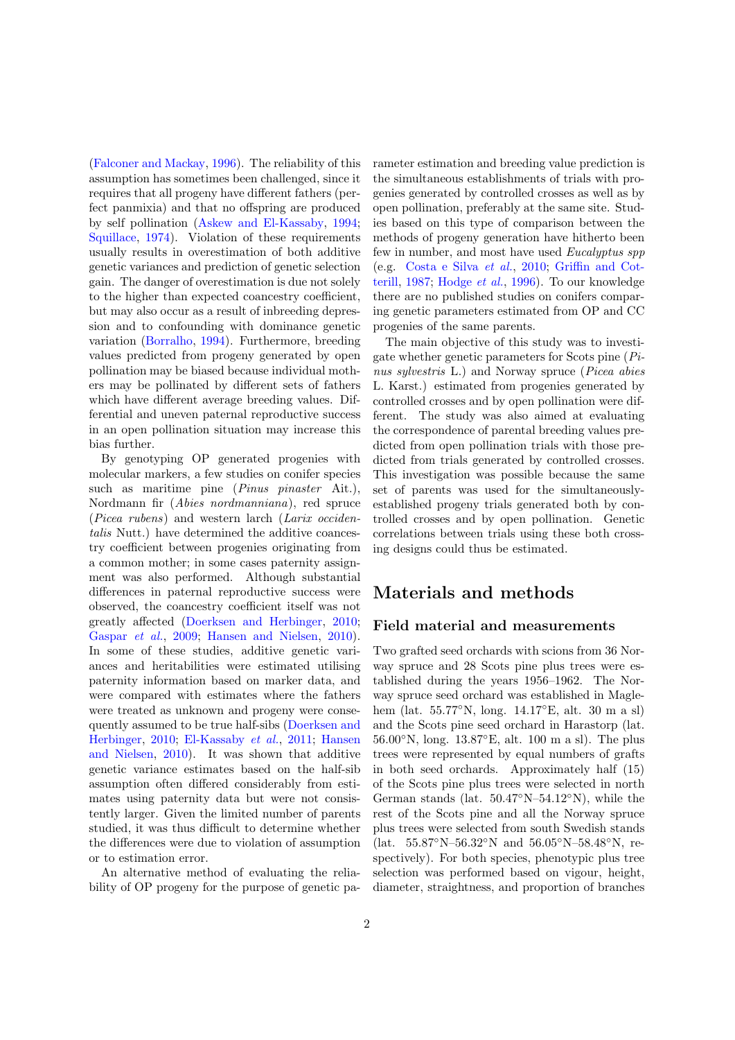(Falconer and Mackay, 1996). The reliability of this assumption has sometimes been challenged, since it requires that all progeny have different fathers (perfect panmixia) and that no offspring are produced by self pollination (Askew and El-Kassaby, 1994; Squillace, 1974). Violation of these requirements usually results in overestimation of both additive genetic variances and prediction of genetic selection gain. The danger of overestimation is due not solely to the higher than expected coancestry coefficient, but may also occur as a result of inbreeding depression and to confounding with dominance genetic variation (Borralho, 1994). Furthermore, breeding values predicted from progeny generated by open pollination may be biased because individual mothers may be pollinated by different sets of fathers which have different average breeding values. Differential and uneven paternal reproductive success in an open pollination situation may increase this bias further.

By genotyping OP generated progenies with molecular markers, a few studies on conifer species such as maritime pine (*Pinus pinaster* Ait.), Nordmann fir (*Abies nordmanniana*), red spruce (*Picea rubens*) and western larch (*Larix occidentalis* Nutt.) have determined the additive coancestry coefficient between progenies originating from a common mother; in some cases paternity assignment was also performed. Although substantial differences in paternal reproductive success were observed, the coancestry coefficient itself was not greatly affected (Doerksen and Herbinger, 2010; Gaspar *et al.*, 2009; Hansen and Nielsen, 2010). In some of these studies, additive genetic variances and heritabilities were estimated utilising paternity information based on marker data, and were compared with estimates where the fathers were treated as unknown and progeny were consequently assumed to be true half-sibs (Doerksen and Herbinger, 2010; El-Kassaby *et al.*, 2011; Hansen and Nielsen, 2010). It was shown that additive genetic variance estimates based on the half-sib assumption often differed considerably from estimates using paternity data but were not consistently larger. Given the limited number of parents studied, it was thus difficult to determine whether the differences were due to violation of assumption or to estimation error.

An alternative method of evaluating the reliability of OP progeny for the purpose of genetic parameter estimation and breeding value prediction is the simultaneous establishments of trials with progenies generated by controlled crosses as well as by open pollination, preferably at the same site. Studies based on this type of comparison between the methods of progeny generation have hitherto been few in number, and most have used *Eucalyptus spp* (e.g. Costa e Silva *et al.*, 2010; Griffin and Cotterill, 1987; Hodge *et al.*, 1996). To our knowledge there are no published studies on conifers comparing genetic parameters estimated from OP and CC progenies of the same parents.

The main objective of this study was to investigate whether genetic parameters for Scots pine (*Pinus sylvestris* L.) and Norway spruce (*Picea abies* L. Karst.) estimated from progenies generated by controlled crosses and by open pollination were different. The study was also aimed at evaluating the correspondence of parental breeding values predicted from open pollination trials with those predicted from trials generated by controlled crosses. This investigation was possible because the same set of parents was used for the simultaneously-established progeny trials generated both by controlled crosses and by open pollination. Genetic correlations between trials using these both crossing designs could thus be estimated.

# Materials and methods

## Field material and measurements

Two grafted seed orchards with scions from 36 Norway spruce and 28 Scots pine plus trees were established during the years 1956–1962. The Norway spruce seed orchard was established in Maglehem (lat. 55.77°N, long. 14.17°E, alt. 30 m a sl) and the Scots pine seed orchard in Harastorp (lat. 56.00°N, long. 13.87°E, alt. 100 m a sl). The plus trees were represented by equal numbers of grafts in both seed orchards. Approximately half (15) of the Scots pine plus trees were selected in north German stands (lat. 50.47°N–54.12°N), while the rest of the Scots pine and all the Norway spruce plus trees were selected from south Swedish stands (lat. 55.87°N–56.32°N and 56.05°N–58.48°N, respectively). For both species, phenotypic plus tree selection was performed based on vigour, height, diameter, straightness, and proportion of branches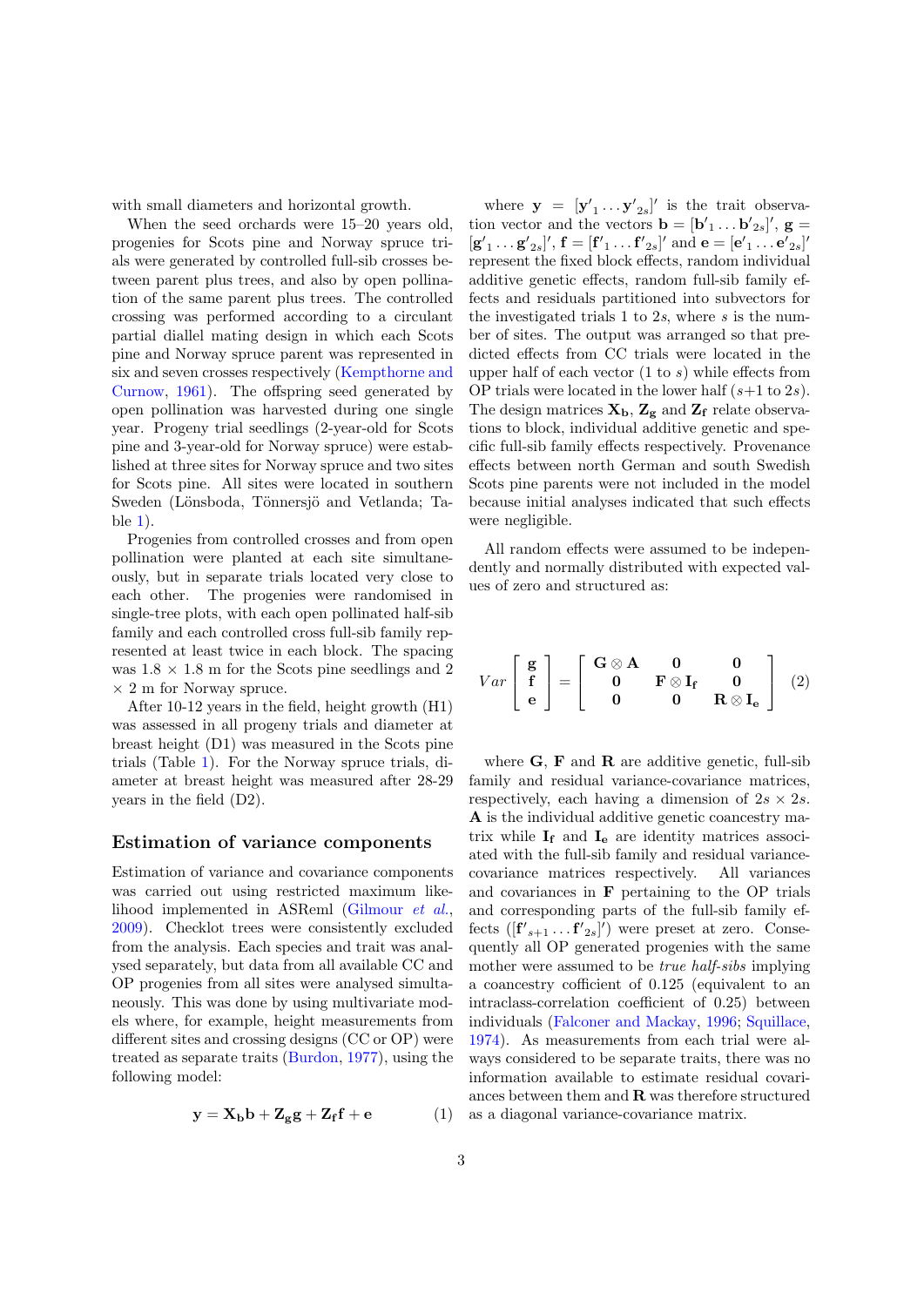with small diameters and horizontal growth.

When the seed orchards were 15–20 years old, progenies for Scots pine and Norway spruce trials were generated by controlled full-sib crosses between parent plus trees, and also by open pollination of the same parent plus trees. The controlled crossing was performed according to a circulant partial diallel mating design in which each Scots pine and Norway spruce parent was represented in six and seven crosses respectively (Kempthorne and Curnow, 1961). The offspring seed generated by open pollination was harvested during one single year. Progeny trial seedlings (2-year-old for Scots pine and 3-year-old for Norway spruce) were established at three sites for Norway spruce and two sites for Scots pine. All sites were located in southern Sweden (Lönsboda, Tönnersjö and Vetlanda; Table 1).

Progenies from controlled crosses and from open pollination were planted at each site simultaneously, but in separate trials located very close to each other. The progenies were randomised in single-tree plots, with each open pollinated half-sib family and each controlled cross full-sib family represented at least twice in each block. The spacing was 1.8 × 1.8 m for the Scots pine seedlings and 2 × 2 m for Norway spruce.

After 10-12 years in the field, height growth (H1) was assessed in all progeny trials and diameter at breast height (D1) was measured in the Scots pine trials (Table 1). For the Norway spruce trials, diameter at breast height was measured after 28-29 years in the field (D2).

## Estimation of variance components

Estimation of variance and covariance components was carried out using restricted maximum likelihood implemented in ASReml (Gilmour *et al.*, 2009). Checklot trees were consistently excluded from the analysis. Each species and trait was analysed separately, but data from all available CC and OP progenies from all sites were analysed simultaneously. This was done by using multivariate models where, for example, height measurements from different sites and crossing designs (CC or OP) were treated as separate traits (Burdon, 1977), using the following model:

$$\mathbf{y} = \mathbf{X_b b} + \mathbf{Z_g g} + \mathbf{Z_f f} + \mathbf{e} \qquad (1)$$

where $\mathbf{y} = [\mathbf{y'}_1 \ldots \mathbf{y'}_{2s}]'$ is the trait observation vector and the vectors $\mathbf{b} = [\mathbf{b'}_1 \ldots \mathbf{b'}_{2s}]'$, $\mathbf{g} = [\mathbf{g'}_1 \ldots \mathbf{g'}_{2s}]'$, $\mathbf{f} = [\mathbf{f'}_1 \ldots \mathbf{f'}_{2s}]'$ and $\mathbf{e} = [\mathbf{e'}_1 \ldots \mathbf{e'}_{2s}]'$ represent the fixed block effects, random individual additive genetic effects, random full-sib family effects and residuals partitioned into subvectors for the investigated trials 1 to $2s$, where $s$ is the number of sites. The output was arranged so that predicted effects from CC trials were located in the upper half of each vector (1 to $s$) while effects from OP trials were located in the lower half ($s$+1 to $2s$). The design matrices $\mathbf{X_b}$, $\mathbf{Z_g}$ and $\mathbf{Z_f}$ relate observations to block, individual additive genetic and specific full-sib family effects respectively. Provenance effects between north German and south Swedish Scots pine parents were not included in the model because initial analyses indicated that such effects were negligible.

All random effects were assumed to be independently and normally distributed with expected values of zero and structured as:

$$Var \begin{bmatrix} \mathbf{g} \\ \mathbf{f} \\ \mathbf{e} \end{bmatrix} = \begin{bmatrix} \mathbf{G} \otimes \mathbf{A} & \mathbf{0} & \mathbf{0} \\ \mathbf{0} & \mathbf{F} \otimes \mathbf{I_f} & \mathbf{0} \\ \mathbf{0} & \mathbf{0} & \mathbf{R} \otimes \mathbf{I_e} \end{bmatrix} \qquad (2)$$

where $\mathbf{G}$, $\mathbf{F}$ and $\mathbf{R}$ are additive genetic, full-sib family and residual variance-covariance matrices, respectively, each having a dimension of $2s \times 2s$. $\mathbf{A}$ is the individual additive genetic coancestry matrix while $\mathbf{I_f}$ and $\mathbf{I_e}$ are identity matrices associated with the full-sib family and residual variance-covariance matrices respectively. All variances and covariances in $\mathbf{F}$ pertaining to the OP trials and corresponding parts of the full-sib family effects ($[\mathbf{f'}_{s+1} \ldots \mathbf{f'}_{2s}]'$) were preset at zero. Consequently all OP generated progenies with the same mother were assumed to be *true half-sibs* implying a coancestry coefficient of 0.125 (equivalent to an intraclass-correlation coefficient of 0.25) between individuals (Falconer and Mackay, 1996; Squillace, 1974). As measurements from each trial were always considered to be separate traits, there was no information available to estimate residual covariances between them and $\mathbf{R}$ was therefore structured as a diagonal variance-covariance matrix.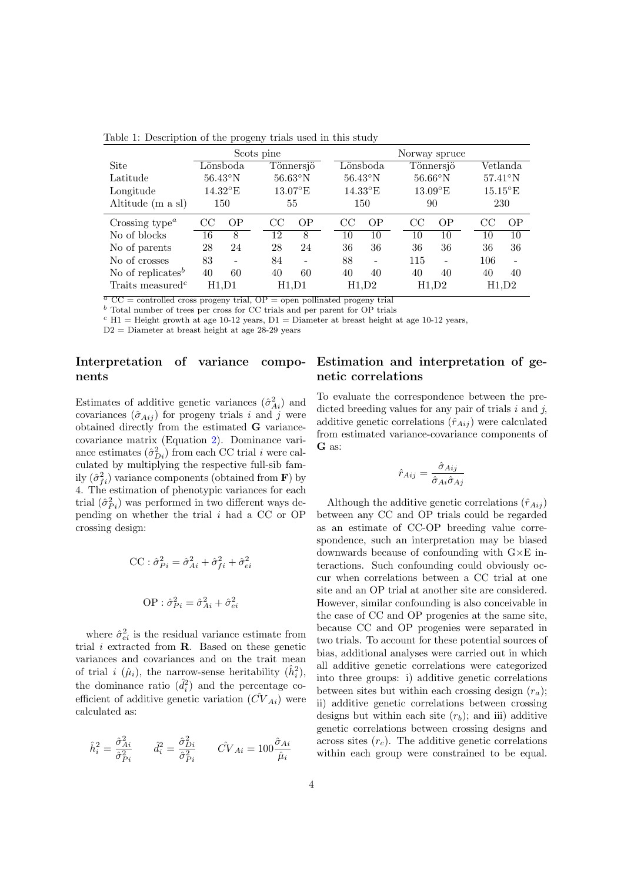Table 1: Description of the progeny trials used in this study

| | Scots pine | | | | Norway spruce | | | | | |
|---|---|---|---|---|---|---|---|---|---|---|
| Site | Lönsboda | | Tönnersjö | | Lönsboda | | Tönnersjö | | Vetlanda | |
| Latitude | 56.43°N | | 56.63°N | | 56.43°N | | 56.66°N | | 57.41°N | |
| Longitude | 14.32°E | | 13.07°E | | 14.33°E | | 13.09°E | | 15.15°E | |
| Altitude (m a sl) | 150 | | 55 | | 150 | | 90 | | 230 | |
| Crossing type[a] | CC | OP | CC | OP | CC | OP | CC | OP | CC | OP |
| No of blocks | 16 | 8 | 12 | 8 | 10 | 10 | 10 | 10 | 10 | 10 |
| No of parents | 28 | 24 | 28 | 24 | 36 | 36 | 36 | 36 | 36 | 36 |
| No of crosses | 83 | - | 84 | - | 88 | - | 115 | - | 106 | - |
| No of replicates[b] | 40 | 60 | 40 | 60 | 40 | 40 | 40 | 40 | 40 | 40 |
| Traits measured[c] | H1,D1 | | H1,D1 | | H1,D2 | | H1,D2 | | H1,D2 | |

[a] CC = controlled cross progeny trial, OP = open pollinated progeny trial
[b] Total number of trees per cross for CC trials and per parent for OP trials
[c] H1 = Height growth at age 10-12 years, D1 = Diameter at breast height at age 10-12 years, D2 = Diameter at breast height at age 28-29 years

## Interpretation of variance components

Estimates of additive genetic variances ($\hat{\sigma}^2_{Ai}$) and covariances ($\hat{\sigma}_{Aij}$) for progeny trials $i$ and $j$ were obtained directly from the estimated **G** variance-covariance matrix (Equation 2). Dominance variance estimates ($\hat{\sigma}^2_{Di}$) from each CC trial $i$ were calculated by multiplying the respective full-sib family ($\hat{\sigma}^2_{fi}$) variance components (obtained from **F**) by 4. The estimation of phenotypic variances for each trial ($\hat{\sigma}^2_{Pi}$) was performed in two different ways depending on whether the trial $i$ had a CC or OP crossing design:

$$\text{CC} : \hat{\sigma}^2_{Pi} = \hat{\sigma}^2_{Ai} + \hat{\sigma}^2_{fi} + \hat{\sigma}^2_{ei}$$

$$\text{OP} : \hat{\sigma}^2_{Pi} = \hat{\sigma}^2_{Ai} + \hat{\sigma}^2_{ei}$$

where $\hat{\sigma}^2_{ei}$ is the residual variance estimate from trial $i$ extracted from **R**. Based on these genetic variances and covariances and on the trait mean of trial $i$ ($\hat{\mu}_i$), the narrow-sense heritability ($\hat{h}^2_i$), the dominance ratio ($\hat{d}^2_i$) and the percentage coefficient of additive genetic variation ($\hat{CV}_{Ai}$) were calculated as:

$$\hat{h}^2_i = \frac{\hat{\sigma}^2_{Ai}}{\hat{\sigma}^2_{Pi}} \qquad \hat{d}^2_i = \frac{\hat{\sigma}^2_{Di}}{\hat{\sigma}^2_{Pi}} \qquad \hat{CV}_{Ai} = 100\frac{\hat{\sigma}_{Ai}}{\hat{\mu}_i}$$

## Estimation and interpretation of genetic correlations

To evaluate the correspondence between the predicted breeding values for any pair of trials $i$ and $j$, additive genetic correlations ($\hat{r}_{Aij}$) were calculated from estimated variance-covariance components of **G** as:

$$\hat{r}_{Aij} = \frac{\hat{\sigma}_{Aij}}{\hat{\sigma}_{Ai}\hat{\sigma}_{Aj}}$$

Although the additive genetic correlations ($\hat{r}_{Aij}$) between any CC and OP trials could be regarded as an estimate of CC-OP breeding value correspondence, such an interpretation may be biased downwards because of confounding with G×E interactions. Such confounding could obviously occur when correlations between a CC trial at one site and an OP trial at another site are considered. However, similar confounding is also conceivable in the case of CC and OP progenies at the same site, because CC and OP progenies were separated in two trials. To account for these potential sources of bias, additional analyses were carried out in which all additive genetic correlations were categorized into three groups: i) additive genetic correlations between sites but within each crossing design ($r_a$); ii) additive genetic correlations between crossing designs but within each site ($r_b$); and iii) additive genetic correlations between crossing designs and across sites ($r_c$). The additive genetic correlations within each group were constrained to be equal.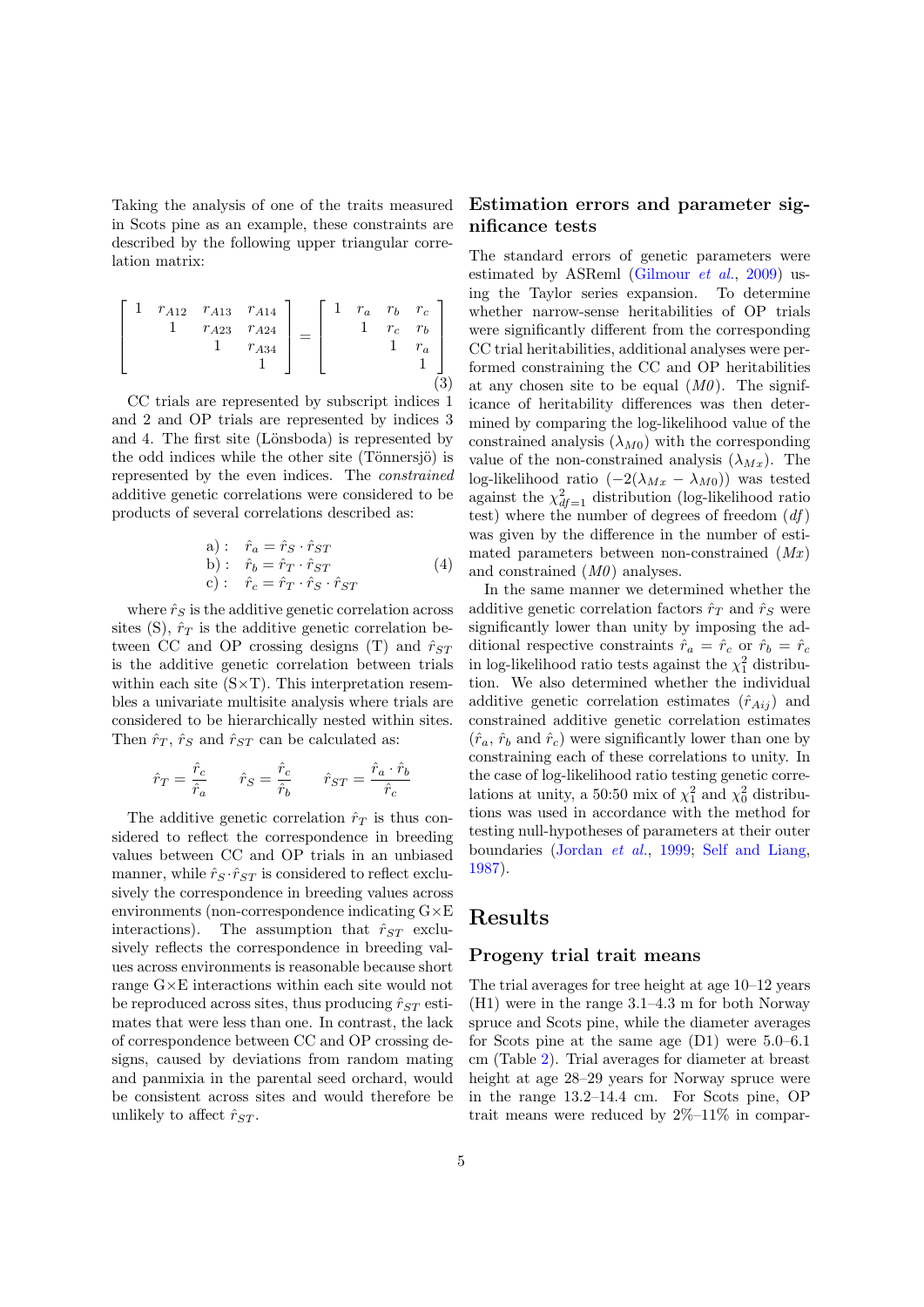Taking the analysis of one of the traits measured in Scots pine as an example, these constraints are described by the following upper triangular correlation matrix:

$$
\begin{bmatrix} 1 & r_{A12} & r_{A13} & r_{A14} \\ & 1 & r_{A23} & r_{A24} \\ & & 1 & r_{A34} \\ & & & 1 \end{bmatrix} = \begin{bmatrix} 1 & r_a & r_b & r_c \\ & 1 & r_c & r_b \\ & & 1 & r_a \\ & & & 1 \end{bmatrix} \tag{3}
$$

CC trials are represented by subscript indices 1 and 2 and OP trials are represented by indices 3 and 4. The first site (Lönsboda) is represented by the odd indices while the other site (Tönnersjö) is represented by the even indices. The *constrained* additive genetic correlations were considered to be products of several correlations described as:

$$
\begin{aligned}
\text{a) :} \quad & \hat{r}_a = \hat{r}_S \cdot \hat{r}_{ST} \\
\text{b) :} \quad & \hat{r}_b = \hat{r}_T \cdot \hat{r}_{ST} \\
\text{c) :} \quad & \hat{r}_c = \hat{r}_T \cdot \hat{r}_S \cdot \hat{r}_{ST}
\end{aligned} \tag{4}
$$

where $\hat{r}_S$ is the additive genetic correlation across sites (S), $\hat{r}_T$ is the additive genetic correlation between CC and OP crossing designs (T) and $\hat{r}_{ST}$ is the additive genetic correlation between trials within each site (S×T). This interpretation resembles a univariate multisite analysis where trials are considered to be hierarchically nested within sites. Then $\hat{r}_T$, $\hat{r}_S$ and $\hat{r}_{ST}$ can be calculated as:

$$
\hat{r}_T = \frac{\hat{r}_c}{\hat{r}_a} \qquad \hat{r}_S = \frac{\hat{r}_c}{\hat{r}_b} \qquad \hat{r}_{ST} = \frac{\hat{r}_a \cdot \hat{r}_b}{\hat{r}_c}
$$

The additive genetic correlation $\hat{r}_T$ is thus considered to reflect the correspondence in breeding values between CC and OP trials in an unbiased manner, while $\hat{r}_S \cdot \hat{r}_{ST}$ is considered to reflect exclusively the correspondence in breeding values across environments (non-correspondence indicating G×E interactions). The assumption that $\hat{r}_{ST}$ exclusively reflects the correspondence in breeding values across environments is reasonable because short range G×E interactions within each site would not be reproduced across sites, thus producing $\hat{r}_{ST}$ estimates that were less than one. In contrast, the lack of correspondence between CC and OP crossing designs, caused by deviations from random mating and panmixia in the parental seed orchard, would be consistent across sites and would therefore be unlikely to affect $\hat{r}_{ST}$.

## Estimation errors and parameter significance tests

The standard errors of genetic parameters were estimated by ASReml (Gilmour *et al.*, 2009) using the Taylor series expansion. To determine whether narrow-sense heritabilities of OP trials were significantly different from the corresponding CC trial heritabilities, additional analyses were performed constraining the CC and OP heritabilities at any chosen site to be equal (*M0*). The significance of heritability differences was then determined by comparing the log-likelihood value of the constrained analysis ($\lambda_{M0}$) with the corresponding value of the non-constrained analysis ($\lambda_{Mx}$). The log-likelihood ratio ($-2(\lambda_{Mx} - \lambda_{M0})$) was tested against the $\chi^2_{df=1}$ distribution (log-likelihood ratio test) where the number of degrees of freedom (*df*) was given by the difference in the number of estimated parameters between non-constrained (*Mx*) and constrained (*M0*) analyses.

In the same manner we determined whether the additive genetic correlation factors $\hat{r}_T$ and $\hat{r}_S$ were significantly lower than unity by imposing the additional respective constraints $\hat{r}_a = \hat{r}_c$ or $\hat{r}_b = \hat{r}_c$ in log-likelihood ratio tests against the $\chi^2_1$ distribution. We also determined whether the individual additive genetic correlation estimates ($\hat{r}_{Aij}$) and constrained additive genetic correlation estimates ($\hat{r}_a$, $\hat{r}_b$ and $\hat{r}_c$) were significantly lower than one by constraining each of these correlations to unity. In the case of log-likelihood ratio testing genetic correlations at unity, a 50:50 mix of $\chi^2_1$ and $\chi^2_0$ distributions was used in accordance with the method for testing null-hypotheses of parameters at their outer boundaries (Jordan *et al.*, 1999; Self and Liang, 1987).

# Results

## Progeny trial trait means

The trial averages for tree height at age 10–12 years (H1) were in the range 3.1–4.3 m for both Norway spruce and Scots pine, while the diameter averages for Scots pine at the same age (D1) were 5.0–6.1 cm (Table 2). Trial averages for diameter at breast height at age 28–29 years for Norway spruce were in the range 13.2–14.4 cm. For Scots pine, OP trait means were reduced by 2%–11% in compar-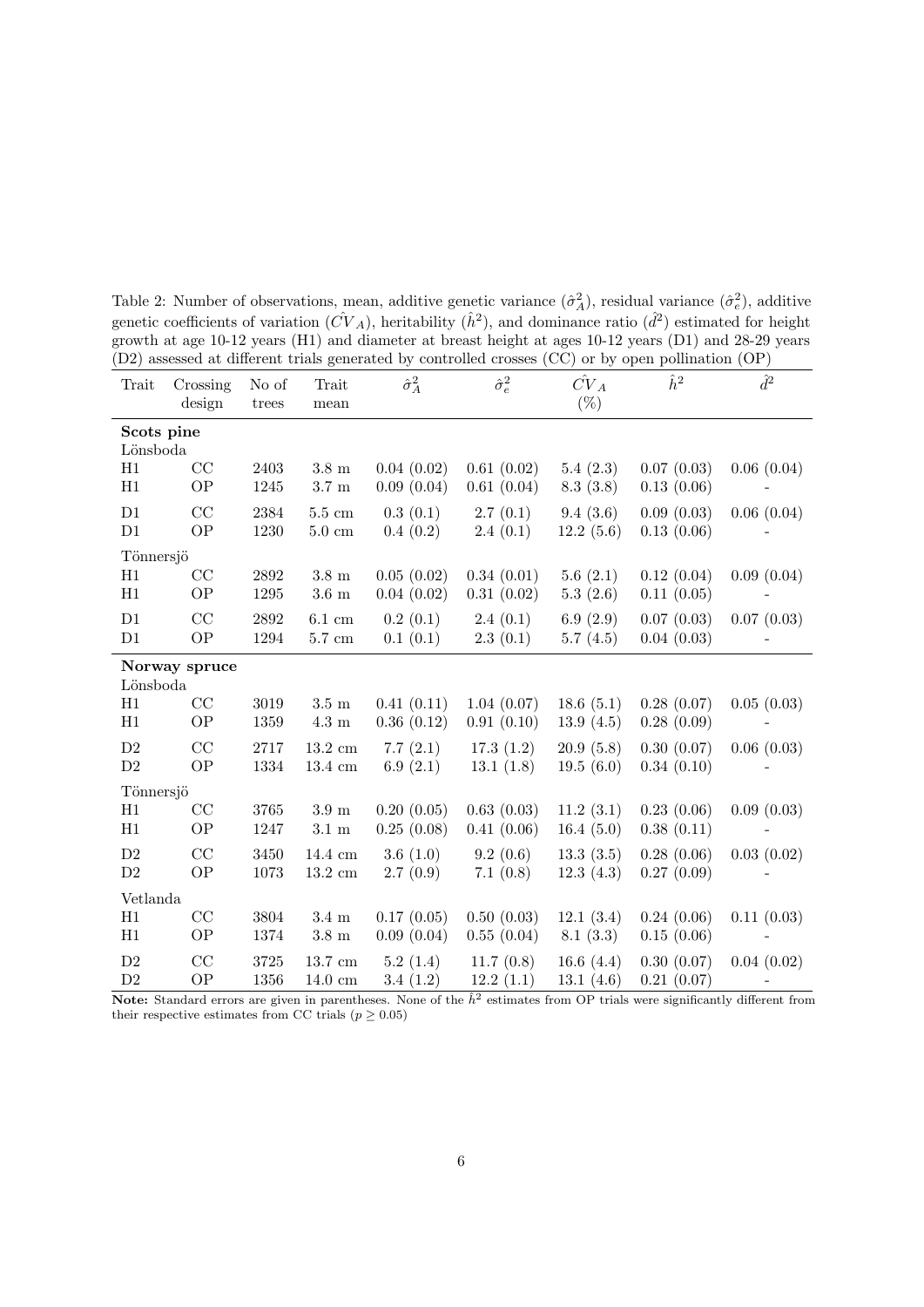Table 2: Number of observations, mean, additive genetic variance ($\hat{\sigma}_A^2$), residual variance ($\hat{\sigma}_e^2$), additive genetic coefficients of variation ($\hat{CV}_A$), heritability ($\hat{h}^2$), and dominance ratio ($\hat{d}^2$) estimated for height growth at age 10-12 years (H1) and diameter at breast height at ages 10-12 years (D1) and 28-29 years (D2) assessed at different trials generated by controlled crosses (CC) or by open pollination (OP)

| Trait | Crossing design | No of trees | Trait mean | $\hat{\sigma}_A^2$ | $\hat{\sigma}_e^2$ | $\hat{CV}_A$ (%) | $\hat{h}^2$ | $\hat{d}^2$ |
|---|---|---|---|---|---|---|---|---|
| **Scots pine** | | | | | | | | |
| Lönsboda | | | | | | | | |
| H1 | CC | 2403 | 3.8 m | 0.04 (0.02) | 0.61 (0.02) | 5.4 (2.3) | 0.07 (0.03) | 0.06 (0.04) |
| H1 | OP | 1245 | 3.7 m | 0.09 (0.04) | 0.61 (0.04) | 8.3 (3.8) | 0.13 (0.06) | - |
| D1 | CC | 2384 | 5.5 cm | 0.3 (0.1) | 2.7 (0.1) | 9.4 (3.6) | 0.09 (0.03) | 0.06 (0.04) |
| D1 | OP | 1230 | 5.0 cm | 0.4 (0.2) | 2.4 (0.1) | 12.2 (5.6) | 0.13 (0.06) | - |
| Tönnersjö | | | | | | | | |
| H1 | CC | 2892 | 3.8 m | 0.05 (0.02) | 0.34 (0.01) | 5.6 (2.1) | 0.12 (0.04) | 0.09 (0.04) |
| H1 | OP | 1295 | 3.6 m | 0.04 (0.02) | 0.31 (0.02) | 5.3 (2.6) | 0.11 (0.05) | - |
| D1 | CC | 2892 | 6.1 cm | 0.2 (0.1) | 2.4 (0.1) | 6.9 (2.9) | 0.07 (0.03) | 0.07 (0.03) |
| D1 | OP | 1294 | 5.7 cm | 0.1 (0.1) | 2.3 (0.1) | 5.7 (4.5) | 0.04 (0.03) | - |
| **Norway spruce** | | | | | | | | |
| Lönsboda | | | | | | | | |
| H1 | CC | 3019 | 3.5 m | 0.41 (0.11) | 1.04 (0.07) | 18.6 (5.1) | 0.28 (0.07) | 0.05 (0.03) |
| H1 | OP | 1359 | 4.3 m | 0.36 (0.12) | 0.91 (0.10) | 13.9 (4.5) | 0.28 (0.09) | - |
| D2 | CC | 2717 | 13.2 cm | 7.7 (2.1) | 17.3 (1.2) | 20.9 (5.8) | 0.30 (0.07) | 0.06 (0.03) |
| D2 | OP | 1334 | 13.4 cm | 6.9 (2.1) | 13.1 (1.8) | 19.5 (6.0) | 0.34 (0.10) | - |
| Tönnersjö | | | | | | | | |
| H1 | CC | 3765 | 3.9 m | 0.20 (0.05) | 0.63 (0.03) | 11.2 (3.1) | 0.23 (0.06) | 0.09 (0.03) |
| H1 | OP | 1247 | 3.1 m | 0.25 (0.08) | 0.41 (0.06) | 16.4 (5.0) | 0.38 (0.11) | - |
| D2 | CC | 3450 | 14.4 cm | 3.6 (1.0) | 9.2 (0.6) | 13.3 (3.5) | 0.28 (0.06) | 0.03 (0.02) |
| D2 | OP | 1073 | 13.2 cm | 2.7 (0.9) | 7.1 (0.8) | 12.3 (4.3) | 0.27 (0.09) | - |
| Vetlanda | | | | | | | | |
| H1 | CC | 3804 | 3.4 m | 0.17 (0.05) | 0.50 (0.03) | 12.1 (3.4) | 0.24 (0.06) | 0.11 (0.03) |
| H1 | OP | 1374 | 3.8 m | 0.09 (0.04) | 0.55 (0.04) | 8.1 (3.3) | 0.15 (0.06) | - |
| D2 | CC | 3725 | 13.7 cm | 5.2 (1.4) | 11.7 (0.8) | 16.6 (4.4) | 0.30 (0.07) | 0.04 (0.02) |
| D2 | OP | 1356 | 14.0 cm | 3.4 (1.2) | 12.2 (1.1) | 13.1 (4.6) | 0.21 (0.07) | - |

**Note:** Standard errors are given in parentheses. None of the $\hat{h}^2$ estimates from OP trials were significantly different from their respective estimates from CC trials ($p \geq 0.05$)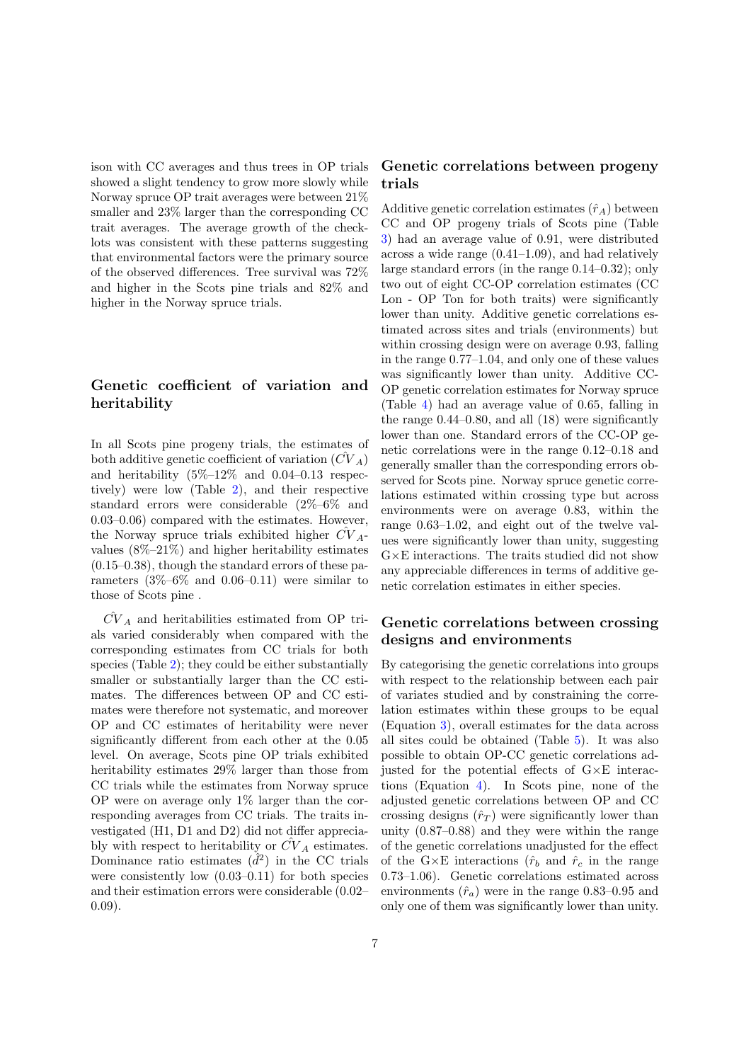ison with CC averages and thus trees in OP trials showed a slight tendency to grow more slowly while Norway spruce OP trait averages were between 21% smaller and 23% larger than the corresponding CC trait averages. The average growth of the checklots was consistent with these patterns suggesting that environmental factors were the primary source of the observed differences. Tree survival was 72% and higher in the Scots pine trials and 82% and higher in the Norway spruce trials.

## Genetic coefficient of variation and heritability

In all Scots pine progeny trials, the estimates of both additive genetic coefficient of variation ($\hat{CV}_A$) and heritability (5%–12% and 0.04–0.13 respectively) were low (Table 2), and their respective standard errors were considerable (2%–6% and 0.03–0.06) compared with the estimates. However, the Norway spruce trials exhibited higher $\hat{CV}_A$-values (8%–21%) and higher heritability estimates (0.15–0.38), though the standard errors of these parameters (3%–6% and 0.06–0.11) were similar to those of Scots pine .

$\hat{CV}_A$ and heritabilities estimated from OP trials varied considerably when compared with the corresponding estimates from CC trials for both species (Table 2); they could be either substantially smaller or substantially larger than the CC estimates. The differences between OP and CC estimates were therefore not systematic, and moreover OP and CC estimates of heritability were never significantly different from each other at the 0.05 level. On average, Scots pine OP trials exhibited heritability estimates 29% larger than those from CC trials while the estimates from Norway spruce OP were on average only 1% larger than the corresponding averages from CC trials. The traits investigated (H1, D1 and D2) did not differ appreciably with respect to heritability or $\hat{CV}_A$ estimates. Dominance ratio estimates ($\hat{d}^2$) in the CC trials were consistently low (0.03–0.11) for both species and their estimation errors were considerable (0.02–0.09).

## Genetic correlations between progeny trials

Additive genetic correlation estimates ($\hat{r}_A$) between CC and OP progeny trials of Scots pine (Table 3) had an average value of 0.91, were distributed across a wide range (0.41–1.09), and had relatively large standard errors (in the range 0.14–0.32); only two out of eight CC-OP correlation estimates (CC Lon - OP Ton for both traits) were significantly lower than unity. Additive genetic correlations estimated across sites and trials (environments) but within crossing design were on average 0.93, falling in the range 0.77–1.04, and only one of these values was significantly lower than unity. Additive CC-OP genetic correlation estimates for Norway spruce (Table 4) had an average value of 0.65, falling in the range 0.44–0.80, and all (18) were significantly lower than one. Standard errors of the CC-OP genetic correlations were in the range 0.12–0.18 and generally smaller than the corresponding errors observed for Scots pine. Norway spruce genetic correlations estimated within crossing type but across environments were on average 0.83, within the range 0.63–1.02, and eight out of the twelve values were significantly lower than unity, suggesting G×E interactions. The traits studied did not show any appreciable differences in terms of additive genetic correlation estimates in either species.

## Genetic correlations between crossing designs and environments

By categorising the genetic correlations into groups with respect to the relationship between each pair of variates studied and by constraining the correlation estimates within these groups to be equal (Equation 3), overall estimates for the data across all sites could be obtained (Table 5). It was also possible to obtain OP-CC genetic correlations adjusted for the potential effects of G×E interactions (Equation 4). In Scots pine, none of the adjusted genetic correlations between OP and CC crossing designs ($\hat{r}_T$) were significantly lower than unity (0.87–0.88) and they were within the range of the genetic correlations unadjusted for the effect of the G×E interactions ($\hat{r}_b$ and $\hat{r}_c$ in the range 0.73–1.06). Genetic correlations estimated across environments ($\hat{r}_a$) were in the range 0.83–0.95 and only one of them was significantly lower than unity.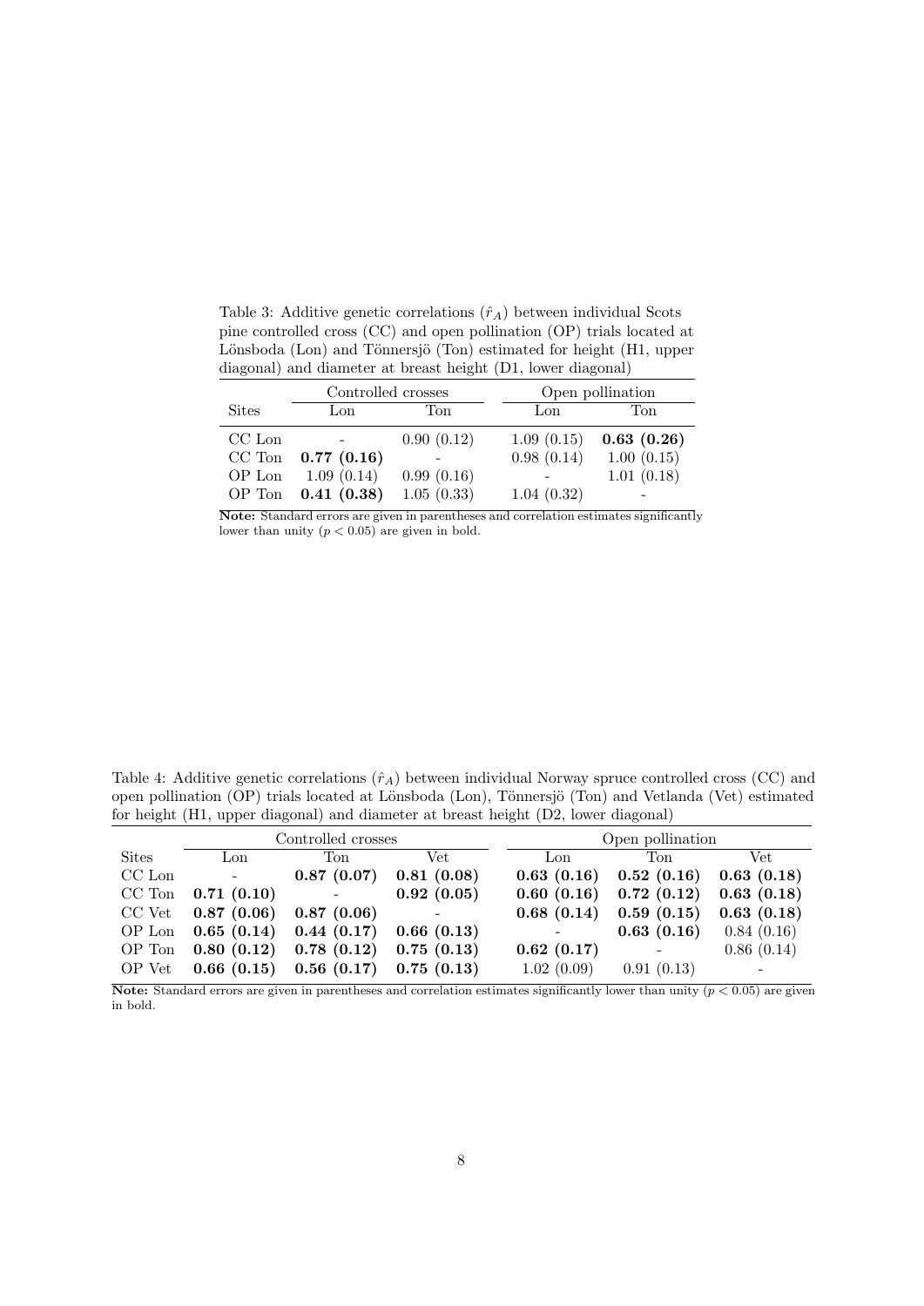Table 3: Additive genetic correlations ($\hat{r}_A$) between individual Scots pine controlled cross (CC) and open pollination (OP) trials located at Lönsboda (Lon) and Tönnersjö (Ton) estimated for height (H1, upper diagonal) and diameter at breast height (D1, lower diagonal)

| | Controlled crosses | | Open pollination | |
|---|---|---|---|---|
| Sites | Lon | Ton | Lon | Ton |
| CC Lon | - | 0.90 (0.12) | 1.09 (0.15) | **0.63 (0.26)** |
| CC Ton | **0.77 (0.16)** | - | 0.98 (0.14) | 1.00 (0.15) |
| OP Lon | 1.09 (0.14) | 0.99 (0.16) | - | 1.01 (0.18) |
| OP Ton | **0.41 (0.38)** | 1.05 (0.33) | 1.04 (0.32) | - |

**Note:** Standard errors are given in parentheses and correlation estimates significantly lower than unity ($p < 0.05$) are given in bold.

Table 4: Additive genetic correlations ($\hat{r}_A$) between individual Norway spruce controlled cross (CC) and open pollination (OP) trials located at Lönsboda (Lon), Tönnersjö (Ton) and Vetlanda (Vet) estimated for height (H1, upper diagonal) and diameter at breast height (D2, lower diagonal)

| | Controlled crosses | | | Open pollination | | |
|---|---|---|---|---|---|---|
| Sites | Lon | Ton | Vet | Lon | Ton | Vet |
| CC Lon | - | **0.87 (0.07)** | **0.81 (0.08)** | **0.63 (0.16)** | **0.52 (0.16)** | **0.63 (0.18)** |
| CC Ton | **0.71 (0.10)** | - | **0.92 (0.05)** | **0.60 (0.16)** | **0.72 (0.12)** | **0.63 (0.18)** |
| CC Vet | **0.87 (0.06)** | **0.87 (0.06)** | - | **0.68 (0.14)** | **0.59 (0.15)** | **0.63 (0.18)** |
| OP Lon | **0.65 (0.14)** | **0.44 (0.17)** | **0.66 (0.13)** | - | **0.63 (0.16)** | 0.84 (0.16) |
| OP Ton | **0.80 (0.12)** | **0.78 (0.12)** | **0.75 (0.13)** | **0.62 (0.17)** | - | 0.86 (0.14) |
| OP Vet | **0.66 (0.15)** | **0.56 (0.17)** | **0.75 (0.13)** | 1.02 (0.09) | 0.91 (0.13) | - |

**Note:** Standard errors are given in parentheses and correlation estimates significantly lower than unity ($p < 0.05$) are given in bold.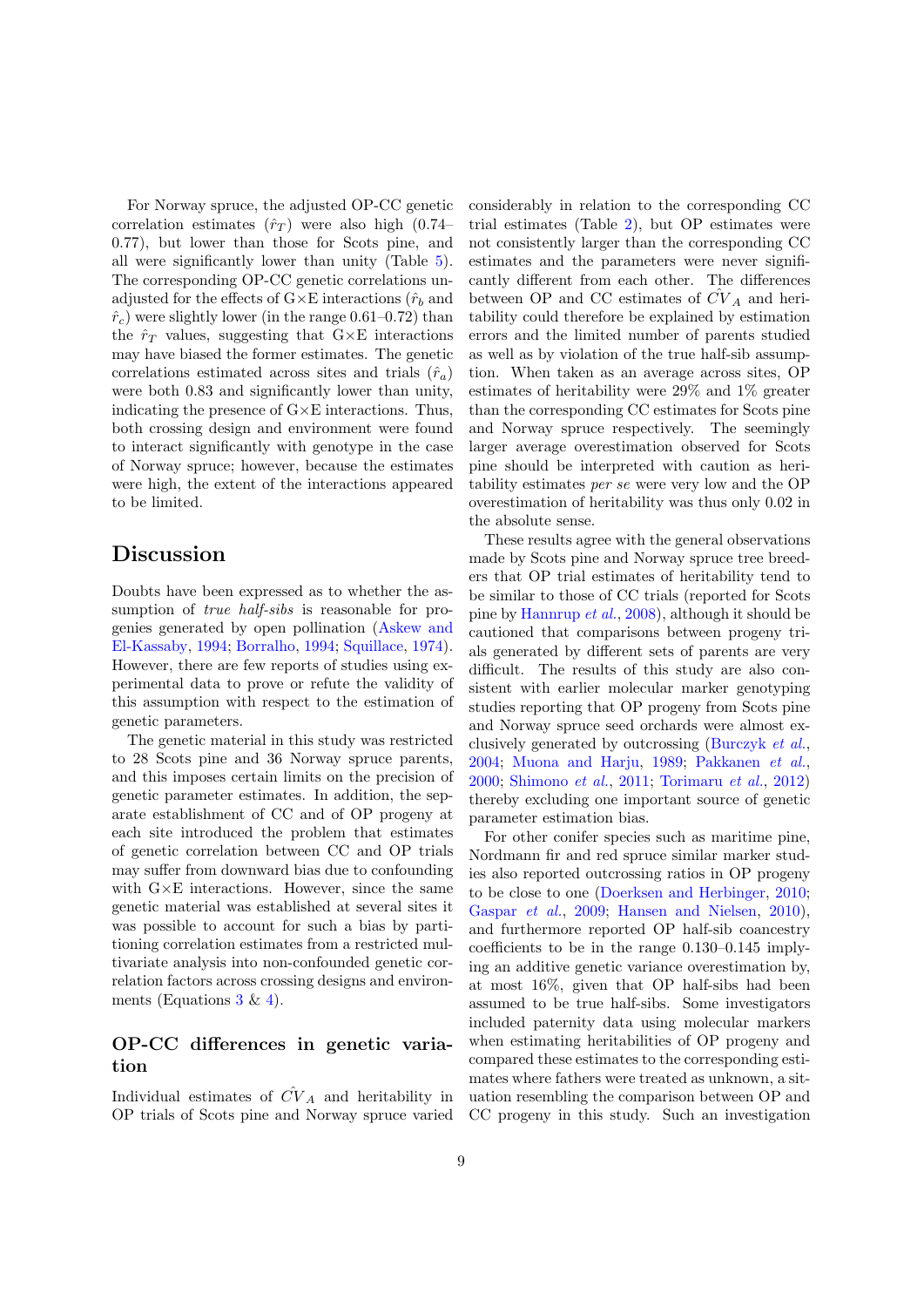For Norway spruce, the adjusted OP-CC genetic correlation estimates ($\hat{r}_T$) were also high (0.74–0.77), but lower than those for Scots pine, and all were significantly lower than unity (Table 5). The corresponding OP-CC genetic correlations unadjusted for the effects of G×E interactions ($\hat{r}_b$ and $\hat{r}_c$) were slightly lower (in the range 0.61–0.72) than the $\hat{r}_T$ values, suggesting that G×E interactions may have biased the former estimates. The genetic correlations estimated across sites and trials ($\hat{r}_a$) were both 0.83 and significantly lower than unity, indicating the presence of G×E interactions. Thus, both crossing design and environment were found to interact significantly with genotype in the case of Norway spruce; however, because the estimates were high, the extent of the interactions appeared to be limited.

## Discussion

Doubts have been expressed as to whether the assumption of *true half-sibs* is reasonable for progenies generated by open pollination (Askew and El-Kassaby, 1994; Borralho, 1994; Squillace, 1974). However, there are few reports of studies using experimental data to prove or refute the validity of this assumption with respect to the estimation of genetic parameters.

The genetic material in this study was restricted to 28 Scots pine and 36 Norway spruce parents, and this imposes certain limits on the precision of genetic parameter estimates. In addition, the separate establishment of CC and of OP progeny at each site introduced the problem that estimates of genetic correlation between CC and OP trials may suffer from downward bias due to confounding with G×E interactions. However, since the same genetic material was established at several sites it was possible to account for such a bias by partitioning correlation estimates from a restricted multivariate analysis into non-confounded genetic correlation factors across crossing designs and environments (Equations 3 & 4).

### OP-CC differences in genetic variation

Individual estimates of $\hat{CV}_A$ and heritability in OP trials of Scots pine and Norway spruce varied considerably in relation to the corresponding CC trial estimates (Table 2), but OP estimates were not consistently larger than the corresponding CC estimates and the parameters were never significantly different from each other. The differences between OP and CC estimates of $\hat{CV}_A$ and heritability could therefore be explained by estimation errors and the limited number of parents studied as well as by violation of the true half-sib assumption. When taken as an average across sites, OP estimates of heritability were 29% and 1% greater than the corresponding CC estimates for Scots pine and Norway spruce respectively. The seemingly larger average overestimation observed for Scots pine should be interpreted with caution as heritability estimates *per se* were very low and the OP overestimation of heritability was thus only 0.02 in the absolute sense.

These results agree with the general observations made by Scots pine and Norway spruce tree breeders that OP trial estimates of heritability tend to be similar to those of CC trials (reported for Scots pine by Hannrup *et al.*, 2008), although it should be cautioned that comparisons between progeny trials generated by different sets of parents are very difficult. The results of this study are also consistent with earlier molecular marker genotyping studies reporting that OP progeny from Scots pine and Norway spruce seed orchards were almost exclusively generated by outcrossing (Burczyk *et al.*, 2004; Muona and Harju, 1989; Pakkanen *et al.*, 2000; Shimono *et al.*, 2011; Torimaru *et al.*, 2012) thereby excluding one important source of genetic parameter estimation bias.

For other conifer species such as maritime pine, Nordmann fir and red spruce similar marker studies also reported outcrossing ratios in OP progeny to be close to one (Doerksen and Herbinger, 2010; Gaspar *et al.*, 2009; Hansen and Nielsen, 2010), and furthermore reported OP half-sib coancestry coefficients to be in the range 0.130–0.145 implying an additive genetic variance overestimation by, at most 16%, given that OP half-sibs had been assumed to be true half-sibs. Some investigators included paternity data using molecular markers when estimating heritabilities of OP progeny and compared these estimates to the corresponding estimates where fathers were treated as unknown, a situation resembling the comparison between OP and CC progeny in this study. Such an investigation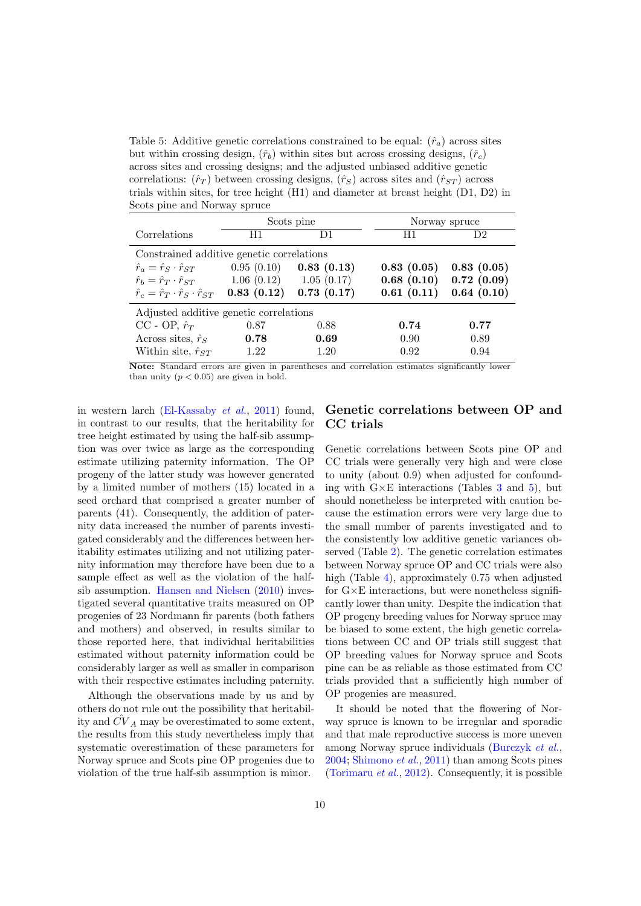Table 5: Additive genetic correlations constrained to be equal: ($\hat{r}_a$) across sites but within crossing design, ($\hat{r}_b$) within sites but across crossing designs, ($\hat{r}_c$) across sites and crossing designs; and the adjusted unbiased additive genetic correlations: ($\hat{r}_T$) between crossing designs, ($\hat{r}_S$) across sites and ($\hat{r}_{ST}$) across trials within sites, for tree height (H1) and diameter at breast height (D1, D2) in Scots pine and Norway spruce

| Correlations | Scots pine | | Norway spruce | |
|---|---|---|---|---|
| | H1 | D1 | H1 | D2 |
| *Constrained additive genetic correlations* | | | | |
| $\hat{r}_a = \hat{r}_S \cdot \hat{r}_{ST}$ | 0.95 (0.10) | **0.83 (0.13)** | **0.83 (0.05)** | **0.83 (0.05)** |
| $\hat{r}_b = \hat{r}_T \cdot \hat{r}_{ST}$ | 1.06 (0.12) | 1.05 (0.17) | **0.68 (0.10)** | **0.72 (0.09)** |
| $\hat{r}_c = \hat{r}_T \cdot \hat{r}_S \cdot \hat{r}_{ST}$ | **0.83 (0.12)** | **0.73 (0.17)** | **0.61 (0.11)** | **0.64 (0.10)** |
| *Adjusted additive genetic correlations* | | | | |
| CC - OP, $\hat{r}_T$ | 0.87 | 0.88 | **0.74** | **0.77** |
| Across sites, $\hat{r}_S$ | **0.78** | **0.69** | 0.90 | 0.89 |
| Within site, $\hat{r}_{ST}$ | 1.22 | 1.20 | 0.92 | 0.94 |

**Note:** Standard errors are given in parentheses and correlation estimates significantly lower than unity ($p < 0.05$) are given in bold.

in western larch (El-Kassaby *et al.*, 2011) found, in contrast to our results, that the heritability for tree height estimated by using the half-sib assumption was over twice as large as the corresponding estimate utilizing paternity information. The OP progeny of the latter study was however generated by a limited number of mothers (15) located in a seed orchard that comprised a greater number of parents (41). Consequently, the addition of paternity data increased the number of parents investigated considerably and the differences between heritability estimates utilizing and not utilizing paternity information may therefore have been due to a sample effect as well as the violation of the half-sib assumption. Hansen and Nielsen (2010) investigated several quantitative traits measured on OP progenies of 23 Nordmann fir parents (both fathers and mothers) and observed, in results similar to those reported here, that individual heritabilities estimated without paternity information could be considerably larger as well as smaller in comparison with their respective estimates including paternity.

Although the observations made by us and by others do not rule out the possibility that heritability and $\hat{CV}_A$ may be overestimated to some extent, the results from this study nevertheless imply that systematic overestimation of these parameters for Norway spruce and Scots pine OP progenies due to violation of the true half-sib assumption is minor.

## Genetic correlations between OP and CC trials

Genetic correlations between Scots pine OP and CC trials were generally very high and were close to unity (about 0.9) when adjusted for confounding with G×E interactions (Tables 3 and 5), but should nonetheless be interpreted with caution because the estimation errors were very large due to the small number of parents investigated and to the consistently low additive genetic variances observed (Table 2). The genetic correlation estimates between Norway spruce OP and CC trials were also high (Table 4), approximately 0.75 when adjusted for G×E interactions, but were nonetheless significantly lower than unity. Despite the indication that OP progeny breeding values for Norway spruce may be biased to some extent, the high genetic correlations between CC and OP trials still suggest that OP breeding values for Norway spruce and Scots pine can be as reliable as those estimated from CC trials provided that a sufficiently high number of OP progenies are measured.

It should be noted that the flowering of Norway spruce is known to be irregular and sporadic and that male reproductive success is more uneven among Norway spruce individuals (Burczyk *et al.*, 2004; Shimono *et al.*, 2011) than among Scots pines (Torimaru *et al.*, 2012). Consequently, it is possible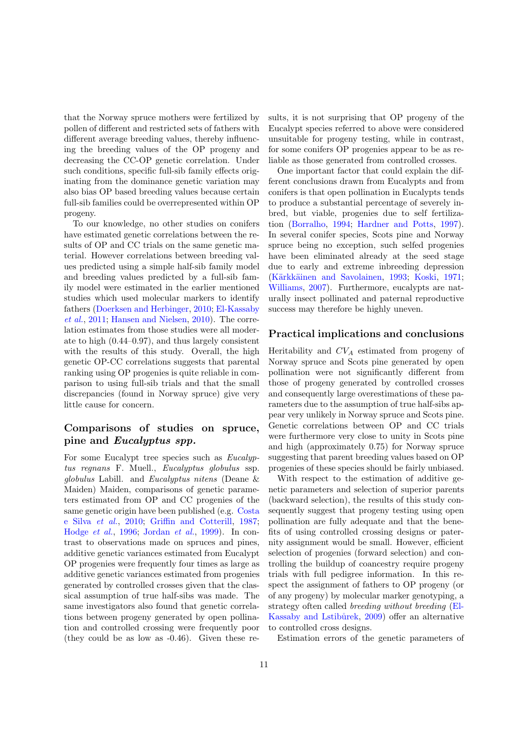that the Norway spruce mothers were fertilized by pollen of different and restricted sets of fathers with different average breeding values, thereby influencing the breeding values of the OP progeny and decreasing the CC-OP genetic correlation. Under such conditions, specific full-sib family effects originating from the dominance genetic variation may also bias OP based breeding values because certain full-sib families could be overrepresented within OP progeny.

To our knowledge, no other studies on conifers have estimated genetic correlations between the results of OP and CC trials on the same genetic material. However correlations between breeding values predicted using a simple half-sib family model and breeding values predicted by a full-sib family model were estimated in the earlier mentioned studies which used molecular markers to identify fathers (Doerksen and Herbinger, 2010; El-Kassaby *et al.*, 2011; Hansen and Nielsen, 2010). The correlation estimates from those studies were all moderate to high (0.44–0.97), and thus largely consistent with the results of this study. Overall, the high genetic OP-CC correlations suggests that parental ranking using OP progenies is quite reliable in comparison to using full-sib trials and that the small discrepancies (found in Norway spruce) give very little cause for concern.

## Comparisons of studies on spruce, pine and *Eucalyptus spp.*

For some Eucalypt tree species such as *Eucalyptus regnans* F. Muell., *Eucalyptus globulus* ssp. *globulus* Labill. and *Eucalyptus nitens* (Deane & Maiden) Maiden, comparisons of genetic parameters estimated from OP and CC progenies of the same genetic origin have been published (e.g. Costa e Silva *et al.*, 2010; Griffin and Cotterill, 1987; Hodge *et al.*, 1996; Jordan *et al.*, 1999). In contrast to observations made on spruces and pines, additive genetic variances estimated from Eucalypt OP progenies were frequently four times as large as additive genetic variances estimated from progenies generated by controlled crosses given that the classical assumption of true half-sibs was made. The same investigators also found that genetic correlations between progeny generated by open pollination and controlled crossing were frequently poor (they could be as low as -0.46). Given these results, it is not surprising that OP progeny of the Eucalypt species referred to above were considered unsuitable for progeny testing, while in contrast, for some conifers OP progenies appear to be as reliable as those generated from controlled crosses.

One important factor that could explain the different conclusions drawn from Eucalypts and from conifers is that open pollination in Eucalypts tends to produce a substantial percentage of severely inbred, but viable, progenies due to self fertilization (Borralho, 1994; Hardner and Potts, 1997). In several conifer species, Scots pine and Norway spruce being no exception, such selfed progenies have been eliminated already at the seed stage due to early and extreme inbreeding depression (Kärkkäinen and Savolainen, 1993; Koski, 1971; Williams, 2007). Furthermore, eucalypts are naturally insect pollinated and paternal reproductive success may therefore be highly uneven.

## Practical implications and conclusions

Heritability and $CV_A$ estimated from progeny of Norway spruce and Scots pine generated by open pollination were not significantly different from those of progeny generated by controlled crosses and consequently large overestimations of these parameters due to the assumption of true half-sibs appear very unlikely in Norway spruce and Scots pine. Genetic correlations between OP and CC trials were furthermore very close to unity in Scots pine and high (approximately 0.75) for Norway spruce suggesting that parent breeding values based on OP progenies of these species should be fairly unbiased.

With respect to the estimation of additive genetic parameters and selection of superior parents (backward selection), the results of this study consequently suggest that progeny testing using open pollination are fully adequate and that the benefits of using controlled crossing designs or paternity assignment would be small. However, efficient selection of progenies (forward selection) and controlling the buildup of coancestry require progeny trials with full pedigree information. In this respect the assignment of fathers to OP progeny (or of any progeny) by molecular marker genotyping, a strategy often called *breeding without breeding* (El-Kassaby and Lstibůrek, 2009) offer an alternative to controlled cross designs.

Estimation errors of the genetic parameters of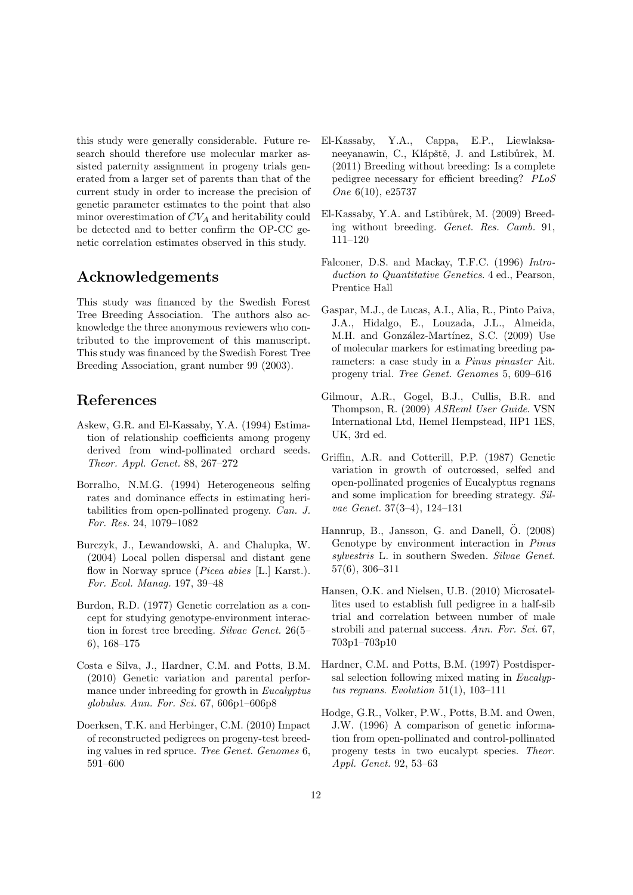this study were generally considerable. Future research should therefore use molecular marker assisted paternity assignment in progeny trials generated from a larger set of parents than that of the current study in order to increase the precision of genetic parameter estimates to the point that also minor overestimation of $CV_A$ and heritability could be detected and to better confirm the OP-CC genetic correlation estimates observed in this study.

## Acknowledgements

This study was financed by the Swedish Forest Tree Breeding Association. The authors also acknowledge the three anonymous reviewers who contributed to the improvement of this manuscript. This study was financed by the Swedish Forest Tree Breeding Association, grant number 99 (2003).

## References

Askew, G.R. and El-Kassaby, Y.A. (1994) Estimation of relationship coefficients among progeny derived from wind-pollinated orchard seeds. *Theor. Appl. Genet.* 88, 267–272

Borralho, N.M.G. (1994) Heterogeneous selfing rates and dominance effects in estimating heritabilities from open-pollinated progeny. *Can. J. For. Res.* 24, 1079–1082

Burczyk, J., Lewandowski, A. and Chalupka, W. (2004) Local pollen dispersal and distant gene flow in Norway spruce (*Picea abies* [L.] Karst.). *For. Ecol. Manag.* 197, 39–48

Burdon, R.D. (1977) Genetic correlation as a concept for studying genotype-environment interaction in forest tree breeding. *Silvae Genet.* 26(5–6), 168–175

Costa e Silva, J., Hardner, C.M. and Potts, B.M. (2010) Genetic variation and parental performance under inbreeding for growth in *Eucalyptus globulus*. *Ann. For. Sci.* 67, 606p1–606p8

Doerksen, T.K. and Herbinger, C.M. (2010) Impact of reconstructed pedigrees on progeny-test breeding values in red spruce. *Tree Genet. Genomes* 6, 591–600

El-Kassaby, Y.A., Cappa, E.P., Liewlaksaneeyanawin, C., Klápště, J. and Lstibůrek, M. (2011) Breeding without breeding: Is a complete pedigree necessary for efficient breeding? *PLoS One* 6(10), e25737

El-Kassaby, Y.A. and Lstibůrek, M. (2009) Breeding without breeding. *Genet. Res. Camb.* 91, 111–120

Falconer, D.S. and Mackay, T.F.C. (1996) *Introduction to Quantitative Genetics*. 4 ed., Pearson, Prentice Hall

Gaspar, M.J., de Lucas, A.I., Alia, R., Pinto Paiva, J.A., Hidalgo, E., Louzada, J.L., Almeida, M.H. and González-Martínez, S.C. (2009) Use of molecular markers for estimating breeding parameters: a case study in a *Pinus pinaster* Ait. progeny trial. *Tree Genet. Genomes* 5, 609–616

Gilmour, A.R., Gogel, B.J., Cullis, B.R. and Thompson, R. (2009) *ASReml User Guide*. VSN International Ltd, Hemel Hempstead, HP1 1ES, UK, 3rd ed.

Griffin, A.R. and Cotterill, P.P. (1987) Genetic variation in growth of outcrossed, selfed and open-pollinated progenies of Eucalyptus regnans and some implication for breeding strategy. *Silvae Genet.* 37(3–4), 124–131

Hannrup, B., Jansson, G. and Danell, Ö. (2008) Genotype by environment interaction in *Pinus sylvestris* L. in southern Sweden. *Silvae Genet.* 57(6), 306–311

Hansen, O.K. and Nielsen, U.B. (2010) Microsatellites used to establish full pedigree in a half-sib trial and correlation between number of male strobili and paternal success. *Ann. For. Sci.* 67, 703p1–703p10

Hardner, C.M. and Potts, B.M. (1997) Postdispersal selection following mixed mating in *Eucalyptus regnans*. *Evolution* 51(1), 103–111

Hodge, G.R., Volker, P.W., Potts, B.M. and Owen, J.W. (1996) A comparison of genetic information from open-pollinated and control-pollinated progeny tests in two eucalypt species. *Theor. Appl. Genet.* 92, 53–63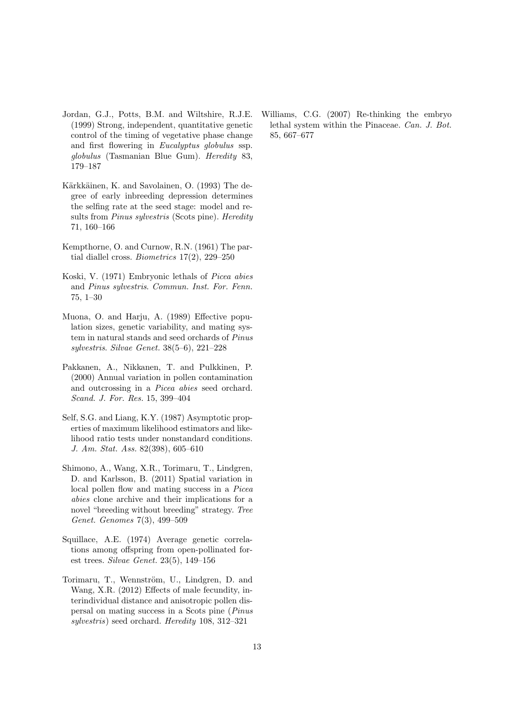Jordan, G.J., Potts, B.M. and Wiltshire, R.J.E. (1999) Strong, independent, quantitative genetic control of the timing of vegetative phase change and first flowering in *Eucalyptus globulus* ssp. *globulus* (Tasmanian Blue Gum). *Heredity* 83, 179–187

Kärkkäinen, K. and Savolainen, O. (1993) The degree of early inbreeding depression determines the selfing rate at the seed stage: model and results from *Pinus sylvestris* (Scots pine). *Heredity* 71, 160–166

Kempthorne, O. and Curnow, R.N. (1961) The partial diallel cross. *Biometrics* 17(2), 229–250

Koski, V. (1971) Embryonic lethals of *Picea abies* and *Pinus sylvestris*. *Commun. Inst. For. Fenn.* 75, 1–30

Muona, O. and Harju, A. (1989) Effective population sizes, genetic variability, and mating system in natural stands and seed orchards of *Pinus sylvestris*. *Silvae Genet.* 38(5–6), 221–228

Pakkanen, A., Nikkanen, T. and Pulkkinen, P. (2000) Annual variation in pollen contamination and outcrossing in a *Picea abies* seed orchard. *Scand. J. For. Res.* 15, 399–404

Self, S.G. and Liang, K.Y. (1987) Asymptotic properties of maximum likelihood estimators and likelihood ratio tests under nonstandard conditions. *J. Am. Stat. Ass.* 82(398), 605–610

Shimono, A., Wang, X.R., Torimaru, T., Lindgren, D. and Karlsson, B. (2011) Spatial variation in local pollen flow and mating success in a *Picea abies* clone archive and their implications for a novel "breeding without breeding" strategy. *Tree Genet. Genomes* 7(3), 499–509

Squillace, A.E. (1974) Average genetic correlations among offspring from open-pollinated forest trees. *Silvae Genet.* 23(5), 149–156

Torimaru, T., Wennström, U., Lindgren, D. and Wang, X.R. (2012) Effects of male fecundity, interindividual distance and anisotropic pollen dispersal on mating success in a Scots pine (*Pinus sylvestris*) seed orchard. *Heredity* 108, 312–321

Williams, C.G. (2007) Re-thinking the embryo lethal system within the Pinaceae. *Can. J. Bot.* 85, 667–677